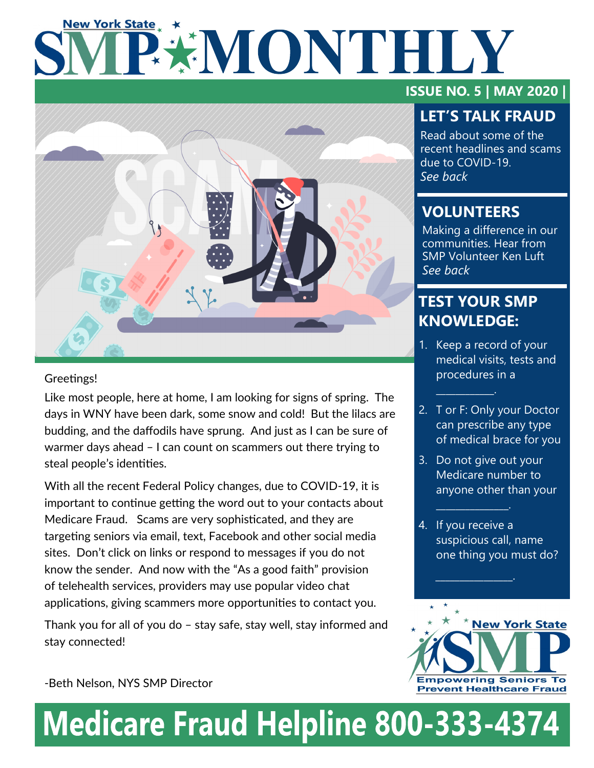# New York State SMP MONTHLY

**ISSUE NO. 5 | MAY 2020 |**

## LET'S TALK FRAUD

Read about some of the recent headlines and scams due to COVID-19.
*See back*

## VOLUNTEERS

Making a difference in our communities. Hear from SMP Volunteer Ken Luft
*See back*

## TEST YOUR SMP KNOWLEDGE:

1. Keep a record of your medical visits, tests and procedures in a __________.
2. T or F: Only your Doctor can prescribe any type of medical brace for you
3. Do not give your Medicare number to anyone other than your ____________.
4. If you receive a suspicious call, name one thing you must do? _____________.

Greetings!

Like most people, here at home, I am looking for signs of spring. The days in WNY have been dark, some snow and cold! But the lilacs are budding, and the daffodils have sprung. And just as I can be sure of warmer days ahead – I can count on scammers out there trying to steal people's identities.

With all the recent Federal Policy changes, due to COVID-19, it is important to continue getting the word out to your contacts about Medicare Fraud. Scams are very sophisticated, and they are targeting seniors via email, text, Facebook and other social media sites. Don't click on links or respond to messages if you do not know the sender. And now with the "As a good faith" provision of telehealth services, providers may use popular video chat applications, giving scammers more opportunities to contact you.

Thank you for all of you do – stay safe, stay well, stay informed and stay connected!

-Beth Nelson, NYS SMP Director

New York State SMP
Empowering Seniors To Prevent Healthcare Fraud

**Medicare Fraud Helpline 800-333-4374**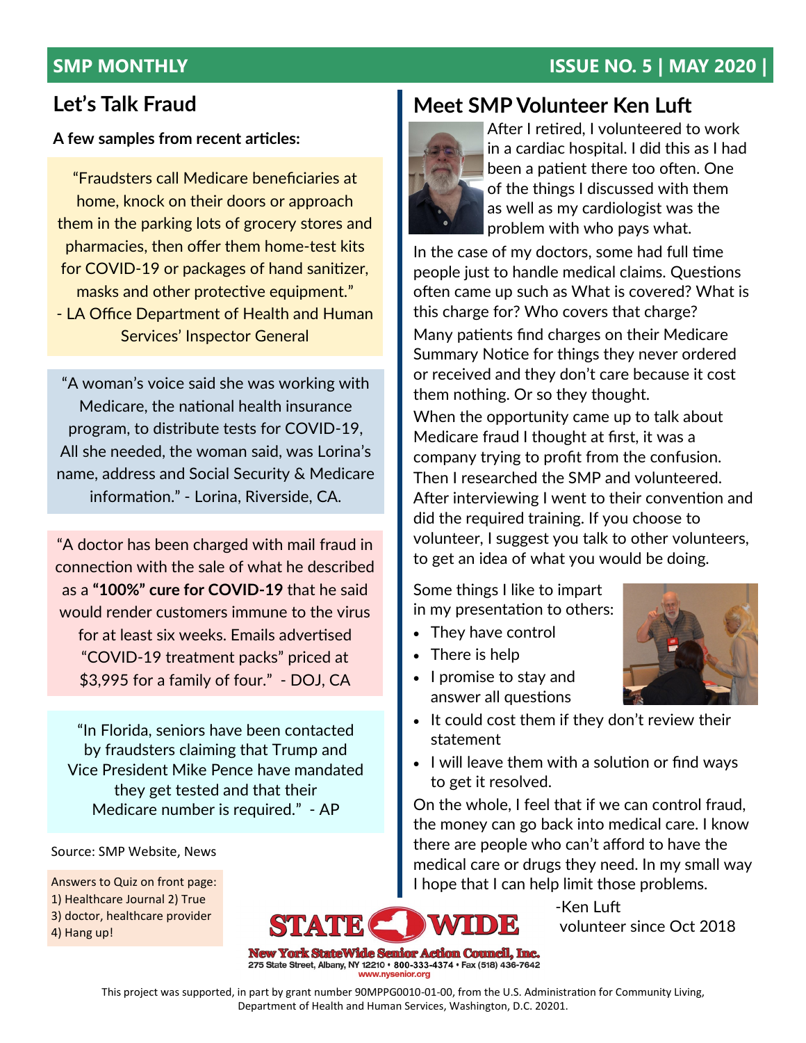SMP MONTHLY ISSUE NO. 5 | MAY 2020 |

## Let's Talk Fraud

**A few samples from recent articles:**

"Fraudsters call Medicare beneficiaries at home, knock on their doors or approach them in the parking lots of grocery stores and pharmacies, then offer them home-test kits for COVID-19 or packages of hand sanitizer, masks and other protective equipment." - LA Office Department of Health and Human Services' Inspector General

"A woman's voice said she was working with Medicare, the national health insurance program, to distribute tests for COVID-19, All she needed, the woman said, was Lorina's name, address and Social Security & Medicare information." - Lorina, Riverside, CA.

"A doctor has been charged with mail fraud in connection with the sale of what he described as a **"100%" cure for COVID-19** that he said would render customers immune to the virus for at least six weeks. Emails advertised "COVID-19 treatment packs" priced at $3,995 for a family of four." - DOJ, CA

"In Florida, seniors have been contacted by fraudsters claiming that Trump and Vice President Mike Pence have mandated they get tested and that their Medicare number is required." - AP

Source: SMP Website, News

Answers to Quiz on front page:
1) Healthcare Journal 2) True
3) doctor, healthcare provider
4) Hang up!

## Meet SMP Volunteer Ken Luft

After I retired, I volunteered to work in a cardiac hospital. I did this as I had been a patient there too often. One of the things I discussed with them as well as my cardiologist was the problem with who pays what.

In the case of my doctors, some had full time people just to handle medical claims. Questions often came up such as What is covered? What is this charge for? Who covers that charge?

Many patients find charges on their Medicare Summary Notice for things they never ordered or received and they don't care because it cost them nothing. Or so they thought.

When the opportunity came up to talk about Medicare fraud I thought at first, it was a company trying to profit from the confusion. Then I researched the SMP and volunteered. After interviewing I went to their convention and did the required training. If you choose to volunteer, I suggest you talk to other volunteers, to get an idea of what you would be doing.

Some things I like to impart in my presentation to others:

- They have control
- There is help
- I promise to stay and answer all questions
- It could cost them if they don't review their statement
- I will leave them with a solution or find ways to get it resolved.

On the whole, I feel that if we can control fraud, the money can go back into medical care. I know there are people who can't afford to have the medical care or drugs they need. In my small way I hope that I can help limit those problems.

-Ken Luft
volunteer since Oct 2018

STATE WIDE
New York StateWide Senior Action Council, Inc.
275 State Street, Albany, NY 12210 • 800-333-4374 • Fax (518) 436-7642
www.nysenior.org

This project was supported, in part by grant number 90MPPG0010-01-00, from the U.S. Administration for Community Living, Department of Health and Human Services, Washington, D.C. 20201.